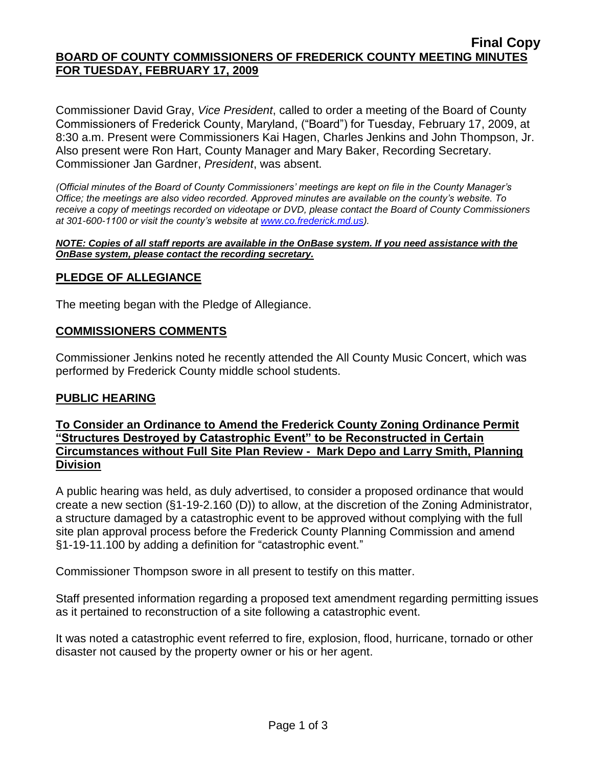**Final Copy**

# BOARD OF COUNTY COMMISSIONERS OF FREDERICK COUNTY MEETING MINUTES FOR TUESDAY, FEBRUARY 17, 2009

Commissioner David Gray, *Vice President*, called to order a meeting of the Board of County Commissioners of Frederick County, Maryland, ("Board") for Tuesday, February 17, 2009, at 8:30 a.m. Present were Commissioners Kai Hagen, Charles Jenkins and John Thompson, Jr. Also present were Ron Hart, County Manager and Mary Baker, Recording Secretary. Commissioner Jan Gardner, *President*, was absent.

*(Official minutes of the Board of County Commissioners' meetings are kept on file in the County Manager's Office; the meetings are also video recorded. Approved minutes are available on the county's website. To receive a copy of meetings recorded on videotape or DVD, please contact the Board of County Commissioners at 301-600-1100 or visit the county's website at www.co.frederick.md.us).*

***NOTE: Copies of all staff reports are available in the OnBase system. If you need assistance with the OnBase system, please contact the recording secretary.***

## PLEDGE OF ALLEGIANCE

The meeting began with the Pledge of Allegiance.

## COMMISSIONERS COMMENTS

Commissioner Jenkins noted he recently attended the All County Music Concert, which was performed by Frederick County middle school students.

## PUBLIC HEARING

### To Consider an Ordinance to Amend the Frederick County Zoning Ordinance Permit "Structures Destroyed by Catastrophic Event" to be Reconstructed in Certain Circumstances without Full Site Plan Review - Mark Depo and Larry Smith, Planning Division

A public hearing was held, as duly advertised, to consider a proposed ordinance that would create a new section (§1-19-2.160 (D)) to allow, at the discretion of the Zoning Administrator, a structure damaged by a catastrophic event to be approved without complying with the full site plan approval process before the Frederick County Planning Commission and amend §1-19-11.100 by adding a definition for "catastrophic event."

Commissioner Thompson swore in all present to testify on this matter.

Staff presented information regarding a proposed text amendment regarding permitting issues as it pertained to reconstruction of a site following a catastrophic event.

It was noted a catastrophic event referred to fire, explosion, flood, hurricane, tornado or other disaster not caused by the property owner or his or her agent.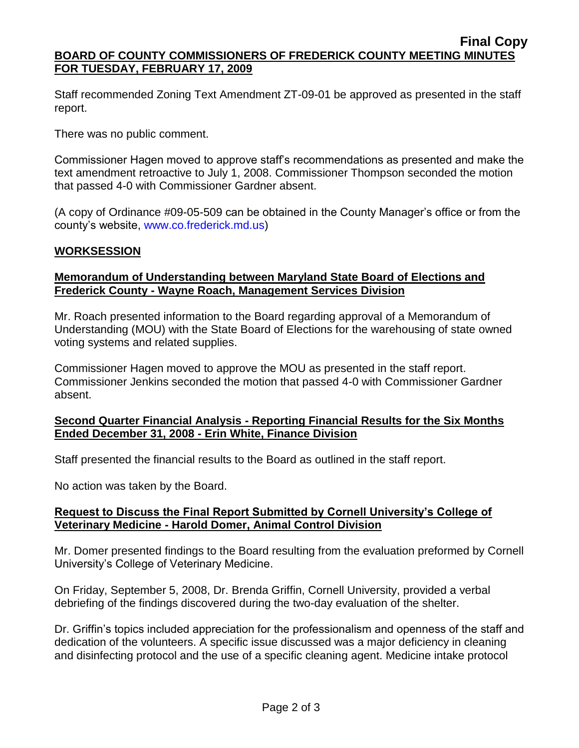Staff recommended Zoning Text Amendment ZT-09-01 be approved as presented in the staff report.

There was no public comment.

Commissioner Hagen moved to approve staff's recommendations as presented and make the text amendment retroactive to July 1, 2008. Commissioner Thompson seconded the motion that passed 4-0 with Commissioner Gardner absent.

(A copy of Ordinance #09-05-509 can be obtained in the County Manager's office or from the county's website, www.co.frederick.md.us)

## **WORKSESSION**

### **Memorandum of Understanding between Maryland State Board of Elections and Frederick County - Wayne Roach, Management Services Division**

Mr. Roach presented information to the Board regarding approval of a Memorandum of Understanding (MOU) with the State Board of Elections for the warehousing of state owned voting systems and related supplies.

Commissioner Hagen moved to approve the MOU as presented in the staff report. Commissioner Jenkins seconded the motion that passed 4-0 with Commissioner Gardner absent.

### **Second Quarter Financial Analysis - Reporting Financial Results for the Six Months Ended December 31, 2008 - Erin White, Finance Division**

Staff presented the financial results to the Board as outlined in the staff report.

No action was taken by the Board.

### **Request to Discuss the Final Report Submitted by Cornell University's College of Veterinary Medicine - Harold Domer, Animal Control Division**

Mr. Domer presented findings to the Board resulting from the evaluation preformed by Cornell University's College of Veterinary Medicine.

On Friday, September 5, 2008, Dr. Brenda Griffin, Cornell University, provided a verbal debriefing of the findings discovered during the two-day evaluation of the shelter.

Dr. Griffin's topics included appreciation for the professionalism and openness of the staff and dedication of the volunteers. A specific issue discussed was a major deficiency in cleaning and disinfecting protocol and the use of a specific cleaning agent. Medicine intake protocol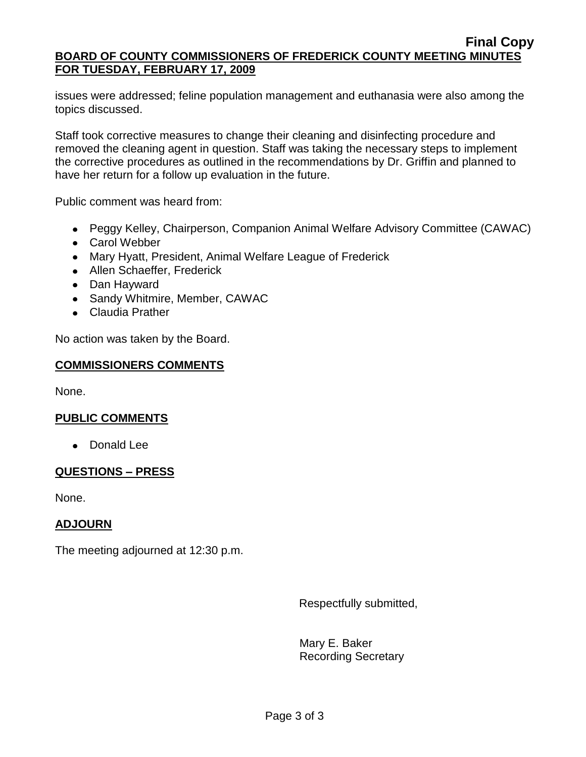issues were addressed; feline population management and euthanasia were also among the topics discussed.

Staff took corrective measures to change their cleaning and disinfecting procedure and removed the cleaning agent in question. Staff was taking the necessary steps to implement the corrective procedures as outlined in the recommendations by Dr. Griffin and planned to have her return for a follow up evaluation in the future.

Public comment was heard from:

- Peggy Kelley, Chairperson, Companion Animal Welfare Advisory Committee (CAWAC)
- Carol Webber
- Mary Hyatt, President, Animal Welfare League of Frederick
- Allen Schaeffer, Frederick
- Dan Hayward
- Sandy Whitmire, Member, CAWAC
- Claudia Prather

No action was taken by the Board.

## COMMISSIONERS COMMENTS

None.

## PUBLIC COMMENTS

- Donald Lee

## QUESTIONS – PRESS

None.

## ADJOURN

The meeting adjourned at 12:30 p.m.

Respectfully submitted,

Mary E. Baker
Recording Secretary